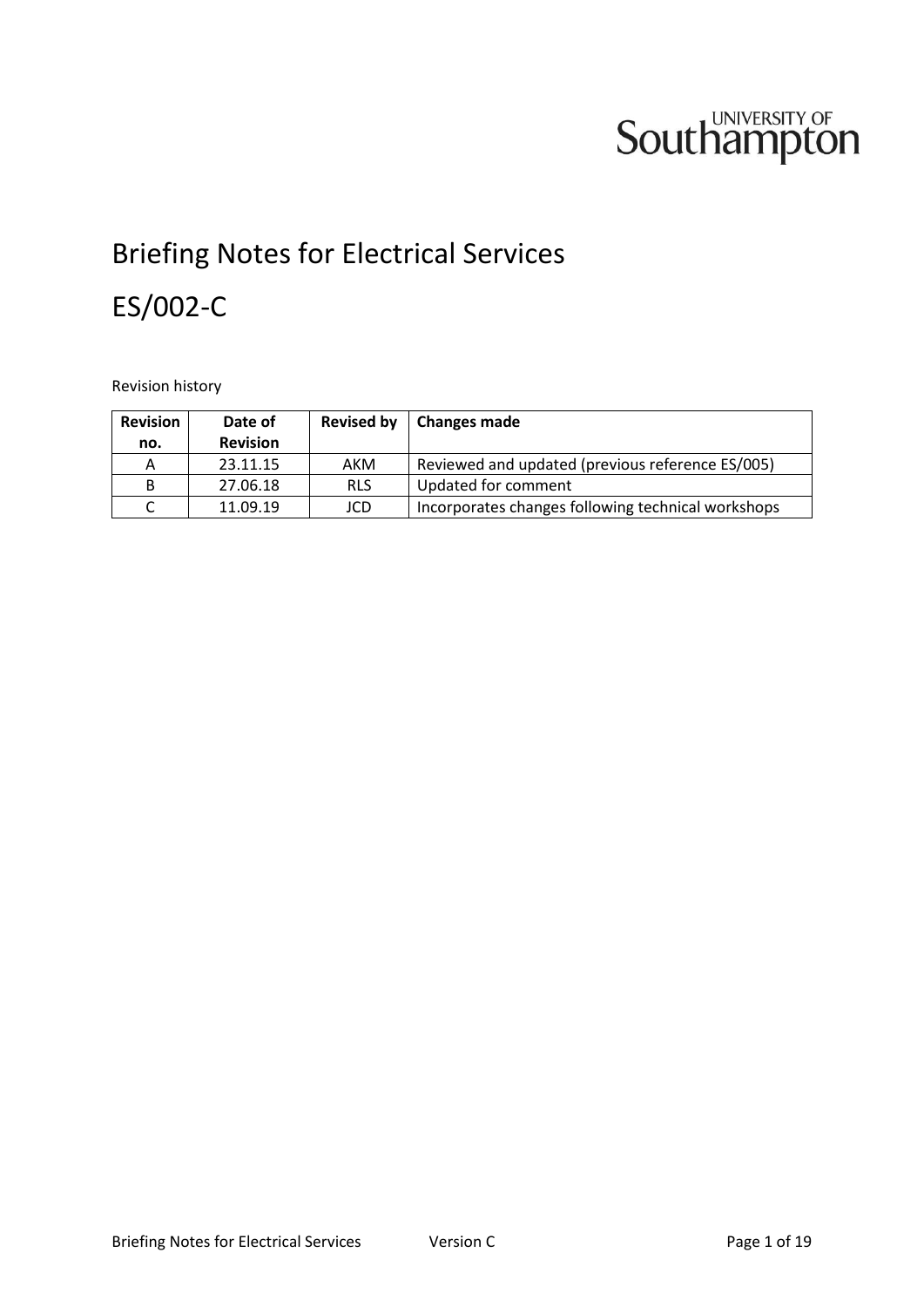UNIVERSITY OF Southampton

# Briefing Notes for Electrical Services

# ES/002-C

Revision history

| Revision no. | Date of Revision | Revised by | Changes made |
|---|---|---|---|
| A | 23.11.15 | AKM | Reviewed and updated (previous reference ES/005) |
| B | 27.06.18 | RLS | Updated for comment |
| C | 11.09.19 | JCD | Incorporates changes following technical workshops |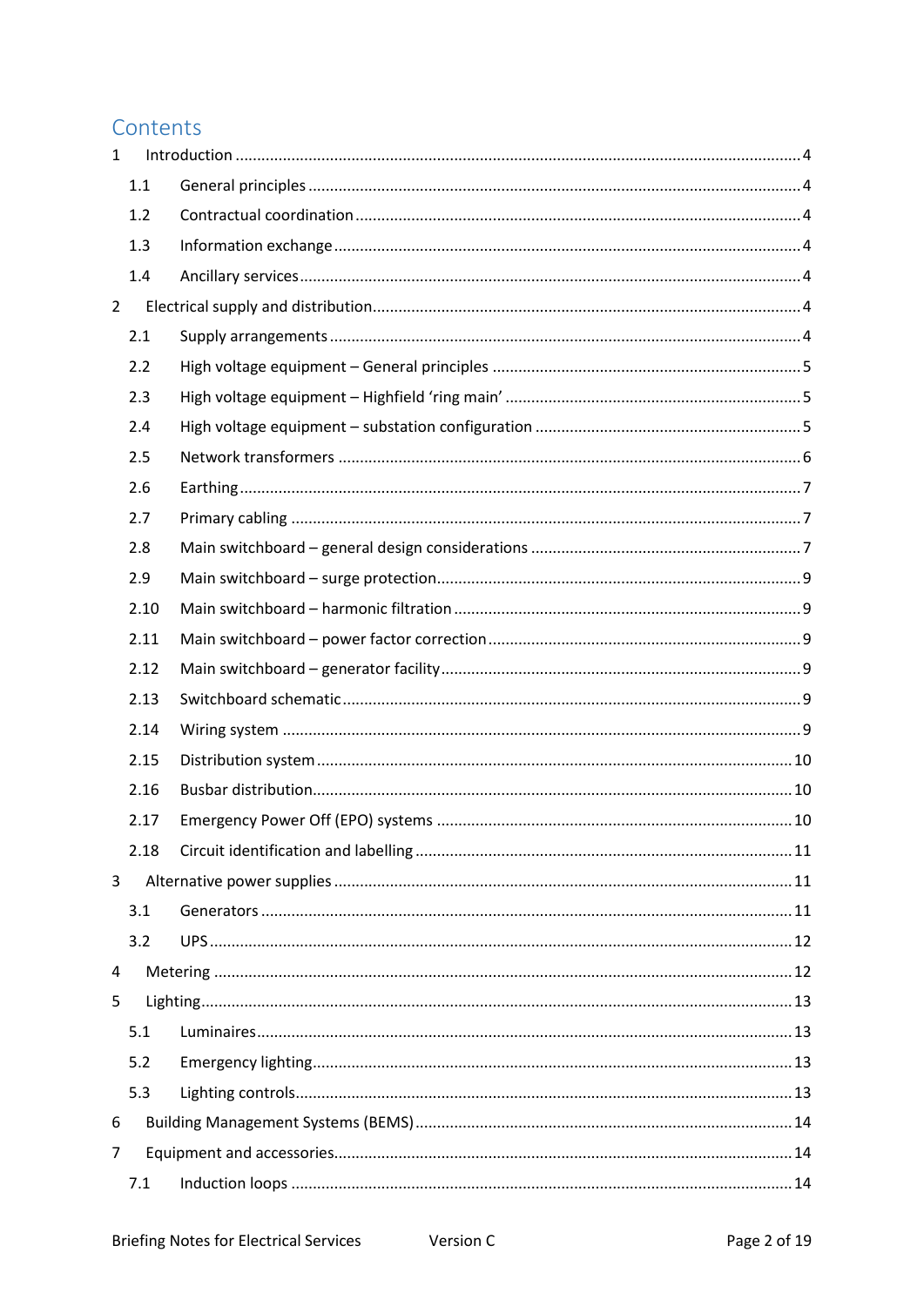# Contents

1 Introduction ..... 4
  1.1 General principles ..... 4
  1.2 Contractual coordination ..... 4
  1.3 Information exchange ..... 4
  1.4 Ancillary services ..... 4
2 Electrical supply and distribution ..... 4
  2.1 Supply arrangements ..... 4
  2.2 High voltage equipment – General principles ..... 5
  2.3 High voltage equipment – Highfield 'ring main' ..... 5
  2.4 High voltage equipment – substation configuration ..... 5
  2.5 Network transformers ..... 6
  2.6 Earthing ..... 7
  2.7 Primary cabling ..... 7
  2.8 Main switchboard – general design considerations ..... 7
  2.9 Main switchboard – surge protection ..... 9
  2.10 Main switchboard – harmonic filtration ..... 9
  2.11 Main switchboard – power factor correction ..... 9
  2.12 Main switchboard – generator facility ..... 9
  2.13 Switchboard schematic ..... 9
  2.14 Wiring system ..... 9
  2.15 Distribution system ..... 10
  2.16 Busbar distribution ..... 10
  2.17 Emergency Power Off (EPO) systems ..... 10
  2.18 Circuit identification and labelling ..... 11
3 Alternative power supplies ..... 11
  3.1 Generators ..... 11
  3.2 UPS ..... 12
4 Metering ..... 12
5 Lighting ..... 13
  5.1 Luminaires ..... 13
  5.2 Emergency lighting ..... 13
  5.3 Lighting controls ..... 13
6 Building Management Systems (BEMS) ..... 14
7 Equipment and accessories ..... 14
  7.1 Induction loops ..... 14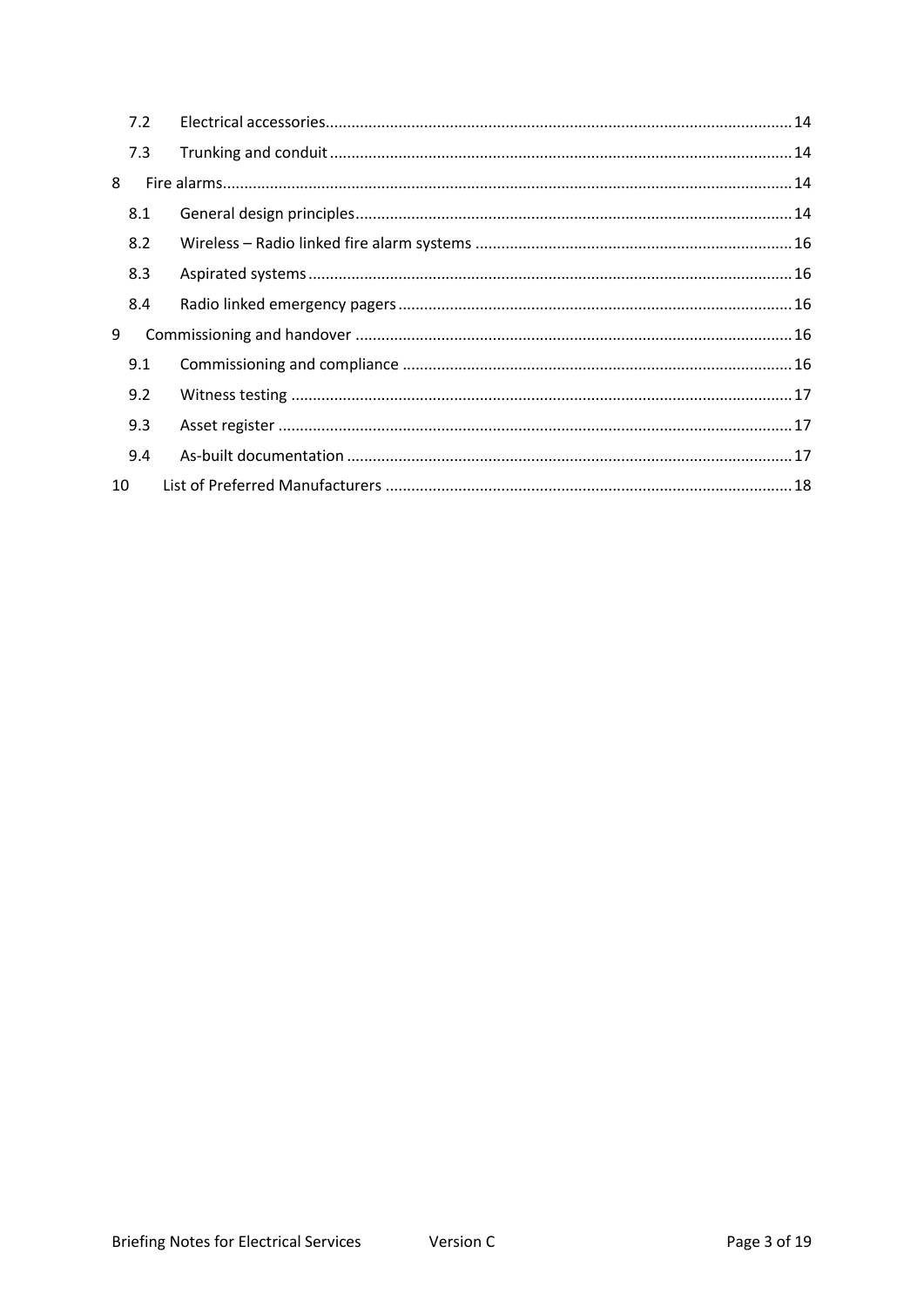| | | |
|---|---|---|
| 7.2 | Electrical accessories | 14 |
| 7.3 | Trunking and conduit | 14 |
| 8 | Fire alarms | 14 |
| 8.1 | General design principles | 14 |
| 8.2 | Wireless – Radio linked fire alarm systems | 16 |
| 8.3 | Aspirated systems | 16 |
| 8.4 | Radio linked emergency pagers | 16 |
| 9 | Commissioning and handover | 16 |
| 9.1 | Commissioning and compliance | 16 |
| 9.2 | Witness testing | 17 |
| 9.3 | Asset register | 17 |
| 9.4 | As-built documentation | 17 |
| 10 | List of Preferred Manufacturers | 18 |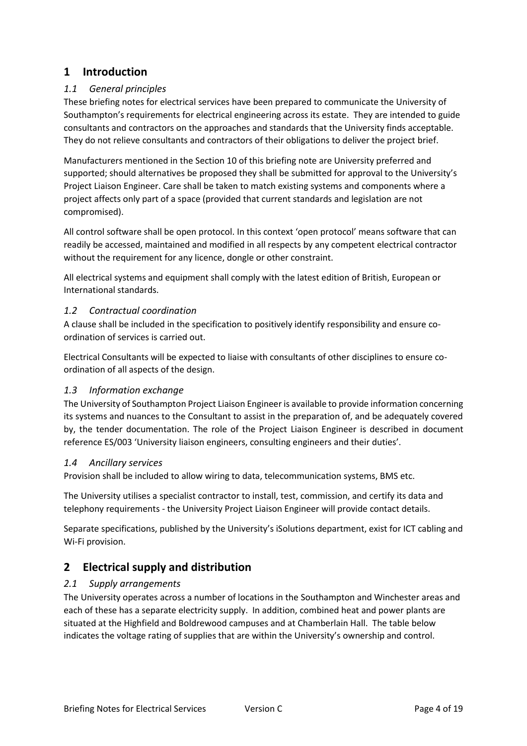# 1 Introduction

## *1.1 General principles*

These briefing notes for electrical services have been prepared to communicate the University of Southampton's requirements for electrical engineering across its estate. They are intended to guide consultants and contractors on the approaches and standards that the University finds acceptable. They do not relieve consultants and contractors of their obligations to deliver the project brief.

Manufacturers mentioned in the Section 10 of this briefing note are University preferred and supported; should alternatives be proposed they shall be submitted for approval to the University's Project Liaison Engineer. Care shall be taken to match existing systems and components where a project affects only part of a space (provided that current standards and legislation are not compromised).

All control software shall be open protocol. In this context 'open protocol' means software that can readily be accessed, maintained and modified in all respects by any competent electrical contractor without the requirement for any licence, dongle or other constraint.

All electrical systems and equipment shall comply with the latest edition of British, European or International standards.

## *1.2 Contractual coordination*

A clause shall be included in the specification to positively identify responsibility and ensure co-ordination of services is carried out.

Electrical Consultants will be expected to liaise with consultants of other disciplines to ensure co-ordination of all aspects of the design.

## *1.3 Information exchange*

The University of Southampton Project Liaison Engineer is available to provide information concerning its systems and nuances to the Consultant to assist in the preparation of, and be adequately covered by, the tender documentation. The role of the Project Liaison Engineer is described in document reference ES/003 'University liaison engineers, consulting engineers and their duties'.

## *1.4 Ancillary services*

Provision shall be included to allow wiring to data, telecommunication systems, BMS etc.

The University utilises a specialist contractor to install, test, commission, and certify its data and telephony requirements - the University Project Liaison Engineer will provide contact details.

Separate specifications, published by the University's iSolutions department, exist for ICT cabling and Wi-Fi provision.

# 2 Electrical supply and distribution

## *2.1 Supply arrangements*

The University operates across a number of locations in the Southampton and Winchester areas and each of these has a separate electricity supply. In addition, combined heat and power plants are situated at the Highfield and Boldrewood campuses and at Chamberlain Hall. The table below indicates the voltage rating of supplies that are within the University's ownership and control.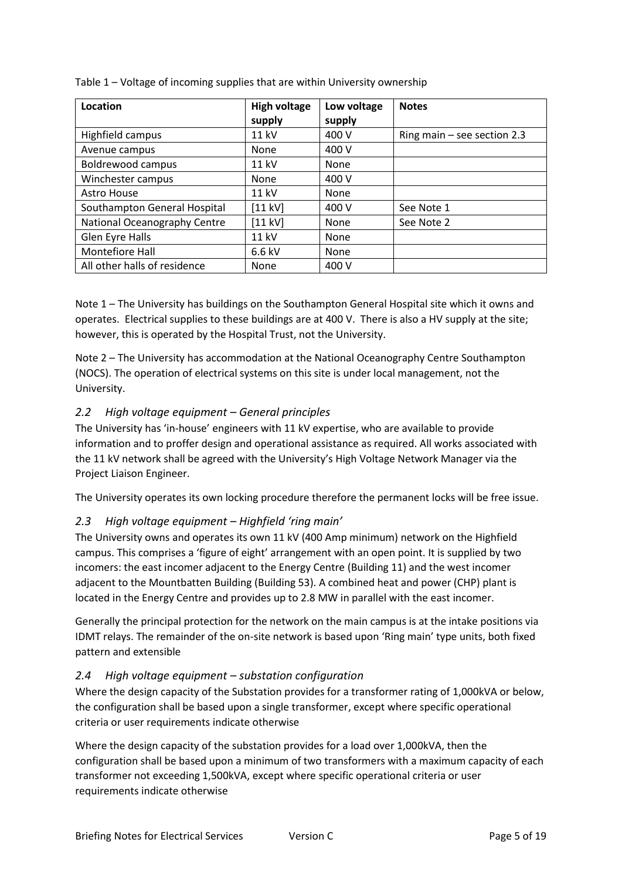Table 1 – Voltage of incoming supplies that are within University ownership

| Location | High voltage supply | Low voltage supply | Notes |
|---|---|---|---|
| Highfield campus | 11 kV | 400 V | Ring main – see section 2.3 |
| Avenue campus | None | 400 V | |
| Boldrewood campus | 11 kV | None | |
| Winchester campus | None | 400 V | |
| Astro House | 11 kV | None | |
| Southampton General Hospital | [11 kV] | 400 V | See Note 1 |
| National Oceanography Centre | [11 kV] | None | See Note 2 |
| Glen Eyre Halls | 11 kV | None | |
| Montefiore Hall | 6.6 kV | None | |
| All other halls of residence | None | 400 V | |

Note 1 – The University has buildings on the Southampton General Hospital site which it owns and operates. Electrical supplies to these buildings are at 400 V. There is also a HV supply at the site; however, this is operated by the Hospital Trust, not the University.

Note 2 – The University has accommodation at the National Oceanography Centre Southampton (NOCS). The operation of electrical systems on this site is under local management, not the University.

### *2.2 High voltage equipment – General principles*

The University has 'in-house' engineers with 11 kV expertise, who are available to provide information and to proffer design and operational assistance as required. All works associated with the 11 kV network shall be agreed with the University's High Voltage Network Manager via the Project Liaison Engineer.

The University operates its own locking procedure therefore the permanent locks will be free issue.

### *2.3 High voltage equipment – Highfield 'ring main'*

The University owns and operates its own 11 kV (400 Amp minimum) network on the Highfield campus. This comprises a 'figure of eight' arrangement with an open point. It is supplied by two incomers: the east incomer adjacent to the Energy Centre (Building 11) and the west incomer adjacent to the Mountbatten Building (Building 53). A combined heat and power (CHP) plant is located in the Energy Centre and provides up to 2.8 MW in parallel with the east incomer.

Generally the principal protection for the network on the main campus is at the intake positions via IDMT relays. The remainder of the on-site network is based upon 'Ring main' type units, both fixed pattern and extensible

### *2.4 High voltage equipment – substation configuration*

Where the design capacity of the Substation provides for a transformer rating of 1,000kVA or below, the configuration shall be based upon a single transformer, except where specific operational criteria or user requirements indicate otherwise

Where the design capacity of the substation provides for a load over 1,000kVA, then the configuration shall be based upon a minimum of two transformers with a maximum capacity of each transformer not exceeding 1,500kVA, except where specific operational criteria or user requirements indicate otherwise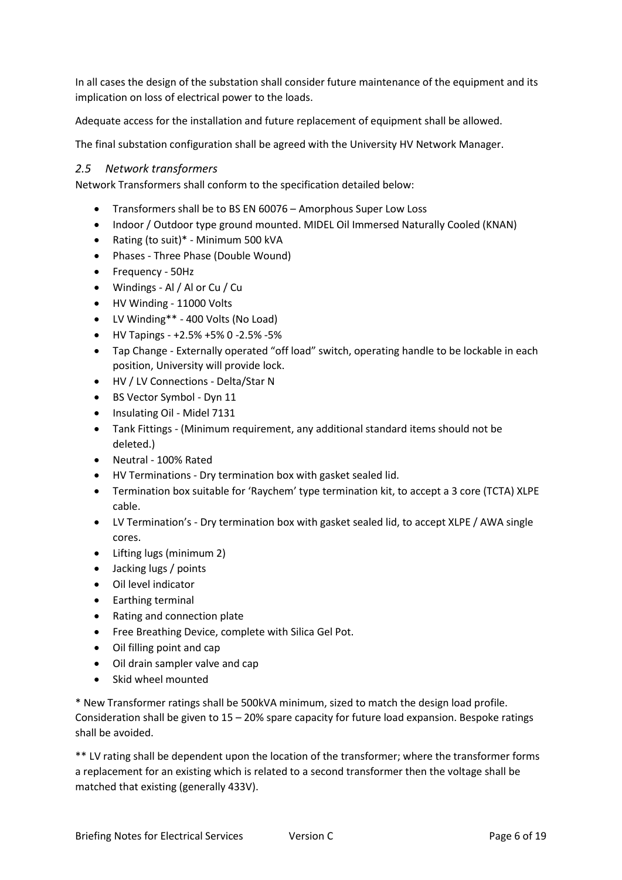In all cases the design of the substation shall consider future maintenance of the equipment and its implication on loss of electrical power to the loads.

Adequate access for the installation and future replacement of equipment shall be allowed.

The final substation configuration shall be agreed with the University HV Network Manager.

### *2.5 Network transformers*

Network Transformers shall conform to the specification detailed below:

- Transformers shall be to BS EN 60076 – Amorphous Super Low Loss
- Indoor / Outdoor type ground mounted. MIDEL Oil Immersed Naturally Cooled (KNAN)
- Rating (to suit)* - Minimum 500 kVA
- Phases - Three Phase (Double Wound)
- Frequency - 50Hz
- Windings - Al / Al or Cu / Cu
- HV Winding - 11000 Volts
- LV Winding** - 400 Volts (No Load)
- HV Tapings - +2.5% +5% 0 -2.5% -5%
- Tap Change - Externally operated "off load" switch, operating handle to be lockable in each position, University will provide lock.
- HV / LV Connections - Delta/Star N
- BS Vector Symbol - Dyn 11
- Insulating Oil - Midel 7131
- Tank Fittings - (Minimum requirement, any additional standard items should not be deleted.)
- Neutral - 100% Rated
- HV Terminations - Dry termination box with gasket sealed lid.
- Termination box suitable for 'Raychem' type termination kit, to accept a 3 core (TCTA) XLPE cable.
- LV Termination's - Dry termination box with gasket sealed lid, to accept XLPE / AWA single cores.
- Lifting lugs (minimum 2)
- Jacking lugs / points
- Oil level indicator
- Earthing terminal
- Rating and connection plate
- Free Breathing Device, complete with Silica Gel Pot.
- Oil filling point and cap
- Oil drain sampler valve and cap
- Skid wheel mounted

* New Transformer ratings shall be 500kVA minimum, sized to match the design load profile. Consideration shall be given to 15 – 20% spare capacity for future load expansion. Bespoke ratings shall be avoided.

** LV rating shall be dependent upon the location of the transformer; where the transformer forms a replacement for an existing which is related to a second transformer then the voltage shall be matched that existing (generally 433V).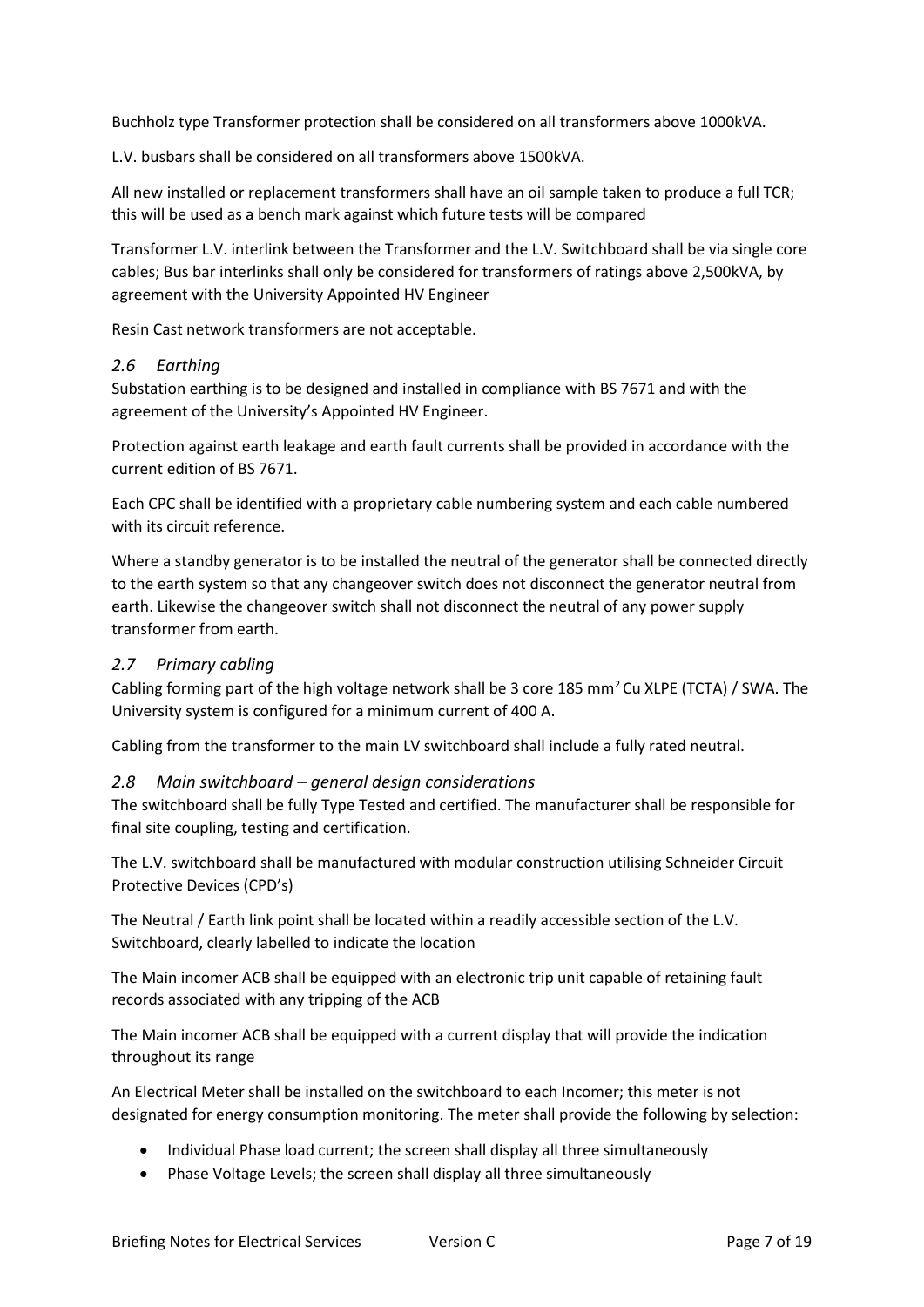Buchholz type Transformer protection shall be considered on all transformers above 1000kVA.

L.V. busbars shall be considered on all transformers above 1500kVA.

All new installed or replacement transformers shall have an oil sample taken to produce a full TCR; this will be used as a bench mark against which future tests will be compared

Transformer L.V. interlink between the Transformer and the L.V. Switchboard shall be via single core cables; Bus bar interlinks shall only be considered for transformers of ratings above 2,500kVA, by agreement with the University Appointed HV Engineer

Resin Cast network transformers are not acceptable.

## *2.6 Earthing*

Substation earthing is to be designed and installed in compliance with BS 7671 and with the agreement of the University's Appointed HV Engineer.

Protection against earth leakage and earth fault currents shall be provided in accordance with the current edition of BS 7671.

Each CPC shall be identified with a proprietary cable numbering system and each cable numbered with its circuit reference.

Where a standby generator is to be installed the neutral of the generator shall be connected directly to the earth system so that any changeover switch does not disconnect the generator neutral from earth. Likewise the changeover switch shall not disconnect the neutral of any power supply transformer from earth.

## *2.7 Primary cabling*

Cabling forming part of the high voltage network shall be 3 core 185 mm$^2$ Cu XLPE (TCTA) / SWA. The University system is configured for a minimum current of 400 A.

Cabling from the transformer to the main LV switchboard shall include a fully rated neutral.

## *2.8 Main switchboard – general design considerations*

The switchboard shall be fully Type Tested and certified. The manufacturer shall be responsible for final site coupling, testing and certification.

The L.V. switchboard shall be manufactured with modular construction utilising Schneider Circuit Protective Devices (CPD's)

The Neutral / Earth link point shall be located within a readily accessible section of the L.V. Switchboard, clearly labelled to indicate the location

The Main incomer ACB shall be equipped with an electronic trip unit capable of retaining fault records associated with any tripping of the ACB

The Main incomer ACB shall be equipped with a current display that will provide the indication throughout its range

An Electrical Meter shall be installed on the switchboard to each Incomer; this meter is not designated for energy consumption monitoring. The meter shall provide the following by selection:

- Individual Phase load current; the screen shall display all three simultaneously
- Phase Voltage Levels; the screen shall display all three simultaneously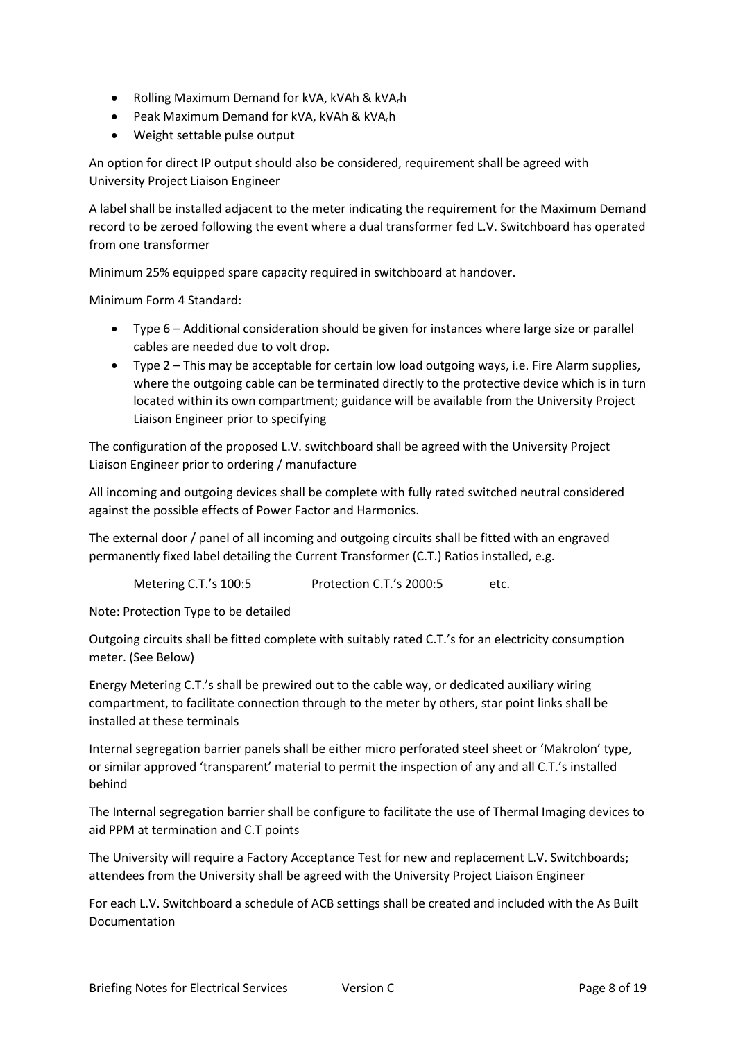- Rolling Maximum Demand for kVA, kVAh & $kVA_rh$
- Peak Maximum Demand for kVA, kVAh & $kVA_rh$
- Weight settable pulse output

An option for direct IP output should also be considered, requirement shall be agreed with University Project Liaison Engineer

A label shall be installed adjacent to the meter indicating the requirement for the Maximum Demand record to be zeroed following the event where a dual transformer fed L.V. Switchboard has operated from one transformer

Minimum 25% equipped spare capacity required in switchboard at handover.

Minimum Form 4 Standard:

- Type 6 – Additional consideration should be given for instances where large size or parallel cables are needed due to volt drop.
- Type 2 – This may be acceptable for certain low load outgoing ways, i.e. Fire Alarm supplies, where the outgoing cable can be terminated directly to the protective device which is in turn located within its own compartment; guidance will be available from the University Project Liaison Engineer prior to specifying

The configuration of the proposed L.V. switchboard shall be agreed with the University Project Liaison Engineer prior to ordering / manufacture

All incoming and outgoing devices shall be complete with fully rated switched neutral considered against the possible effects of Power Factor and Harmonics.

The external door / panel of all incoming and outgoing circuits shall be fitted with an engraved permanently fixed label detailing the Current Transformer (C.T.) Ratios installed, e.g.

Metering C.T.'s 100:5 Protection C.T.'s 2000:5 etc.

Note: Protection Type to be detailed

Outgoing circuits shall be fitted complete with suitably rated C.T.'s for an electricity consumption meter. (See Below)

Energy Metering C.T.'s shall be prewired out to the cable way, or dedicated auxiliary wiring compartment, to facilitate connection through to the meter by others, star point links shall be installed at these terminals

Internal segregation barrier panels shall be either micro perforated steel sheet or 'Makrolon' type, or similar approved 'transparent' material to permit the inspection of any and all C.T.'s installed behind

The Internal segregation barrier shall be configure to facilitate the use of Thermal Imaging devices to aid PPM at termination and C.T points

The University will require a Factory Acceptance Test for new and replacement L.V. Switchboards; attendees from the University shall be agreed with the University Project Liaison Engineer

For each L.V. Switchboard a schedule of ACB settings shall be created and included with the As Built Documentation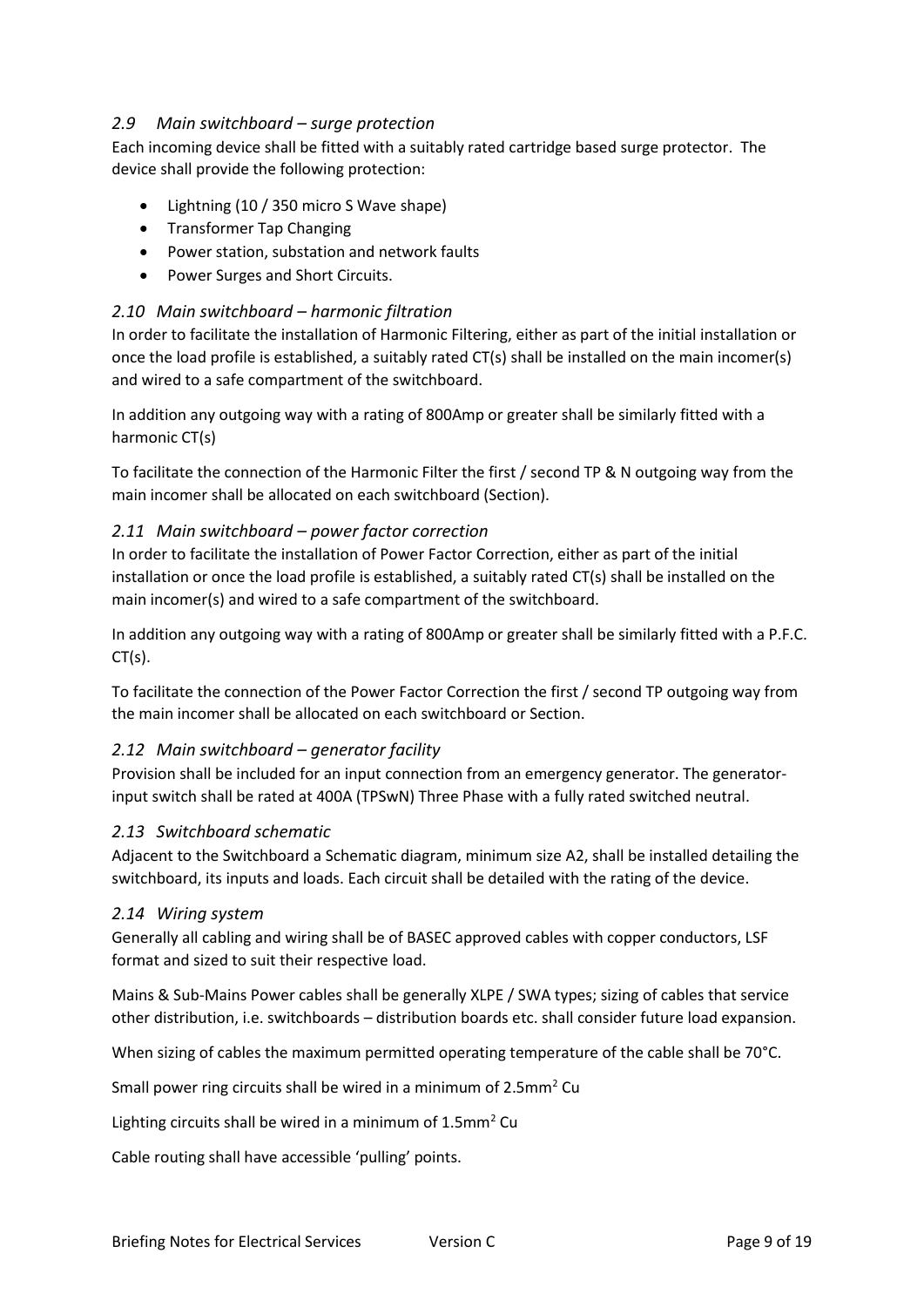### *2.9 Main switchboard – surge protection*

Each incoming device shall be fitted with a suitably rated cartridge based surge protector. The device shall provide the following protection:

- Lightning (10 / 350 micro S Wave shape)
- Transformer Tap Changing
- Power station, substation and network faults
- Power Surges and Short Circuits.

### *2.10 Main switchboard – harmonic filtration*

In order to facilitate the installation of Harmonic Filtering, either as part of the initial installation or once the load profile is established, a suitably rated CT(s) shall be installed on the main incomer(s) and wired to a safe compartment of the switchboard.

In addition any outgoing way with a rating of 800Amp or greater shall be similarly fitted with a harmonic CT(s)

To facilitate the connection of the Harmonic Filter the first / second TP & N outgoing way from the main incomer shall be allocated on each switchboard (Section).

### *2.11 Main switchboard – power factor correction*

In order to facilitate the installation of Power Factor Correction, either as part of the initial installation or once the load profile is established, a suitably rated CT(s) shall be installed on the main incomer(s) and wired to a safe compartment of the switchboard.

In addition any outgoing way with a rating of 800Amp or greater shall be similarly fitted with a P.F.C. CT(s).

To facilitate the connection of the Power Factor Correction the first / second TP outgoing way from the main incomer shall be allocated on each switchboard or Section.

### *2.12 Main switchboard – generator facility*

Provision shall be included for an input connection from an emergency generator. The generator-input switch shall be rated at 400A (TPSwN) Three Phase with a fully rated switched neutral.

### *2.13 Switchboard schematic*

Adjacent to the Switchboard a Schematic diagram, minimum size A2, shall be installed detailing the switchboard, its inputs and loads. Each circuit shall be detailed with the rating of the device.

### *2.14 Wiring system*

Generally all cabling and wiring shall be of BASEC approved cables with copper conductors, LSF format and sized to suit their respective load.

Mains & Sub-Mains Power cables shall be generally XLPE / SWA types; sizing of cables that service other distribution, i.e. switchboards – distribution boards etc. shall consider future load expansion.

When sizing of cables the maximum permitted operating temperature of the cable shall be 70°C.

Small power ring circuits shall be wired in a minimum of 2.5mm$^2$ Cu

Lighting circuits shall be wired in a minimum of 1.5mm$^2$ Cu

Cable routing shall have accessible 'pulling' points.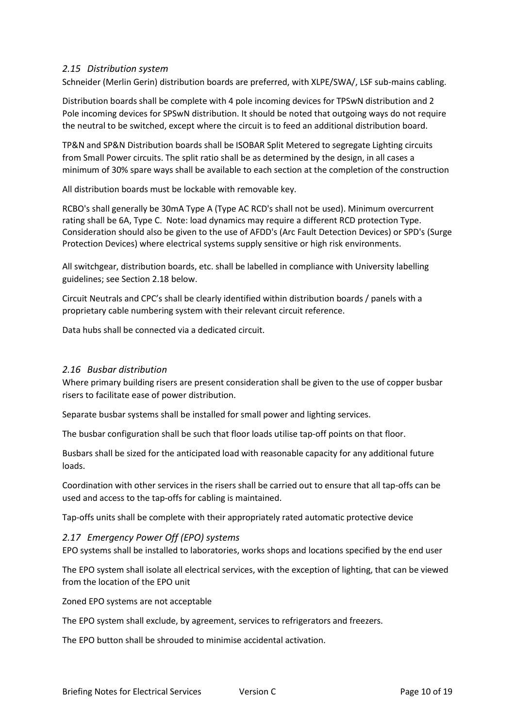### *2.15 Distribution system*

Schneider (Merlin Gerin) distribution boards are preferred, with XLPE/SWA/, LSF sub-mains cabling.

Distribution boards shall be complete with 4 pole incoming devices for TPSwN distribution and 2 Pole incoming devices for SPSwN distribution. It should be noted that outgoing ways do not require the neutral to be switched, except where the circuit is to feed an additional distribution board.

TP&N and SP&N Distribution boards shall be ISOBAR Split Metered to segregate Lighting circuits from Small Power circuits. The split ratio shall be as determined by the design, in all cases a minimum of 30% spare ways shall be available to each section at the completion of the construction

All distribution boards must be lockable with removable key.

RCBO's shall generally be 30mA Type A (Type AC RCD's shall not be used). Minimum overcurrent rating shall be 6A, Type C. Note: load dynamics may require a different RCD protection Type. Consideration should also be given to the use of AFDD's (Arc Fault Detection Devices) or SPD's (Surge Protection Devices) where electrical systems supply sensitive or high risk environments.

All switchgear, distribution boards, etc. shall be labelled in compliance with University labelling guidelines; see Section 2.18 below.

Circuit Neutrals and CPC's shall be clearly identified within distribution boards / panels with a proprietary cable numbering system with their relevant circuit reference.

Data hubs shall be connected via a dedicated circuit.

### *2.16 Busbar distribution*

Where primary building risers are present consideration shall be given to the use of copper busbar risers to facilitate ease of power distribution.

Separate busbar systems shall be installed for small power and lighting services.

The busbar configuration shall be such that floor loads utilise tap-off points on that floor.

Busbars shall be sized for the anticipated load with reasonable capacity for any additional future loads.

Coordination with other services in the risers shall be carried out to ensure that all tap-offs can be used and access to the tap-offs for cabling is maintained.

Tap-offs units shall be complete with their appropriately rated automatic protective device

### *2.17 Emergency Power Off (EPO) systems*

EPO systems shall be installed to laboratories, works shops and locations specified by the end user

The EPO system shall isolate all electrical services, with the exception of lighting, that can be viewed from the location of the EPO unit

Zoned EPO systems are not acceptable

The EPO system shall exclude, by agreement, services to refrigerators and freezers.

The EPO button shall be shrouded to minimise accidental activation.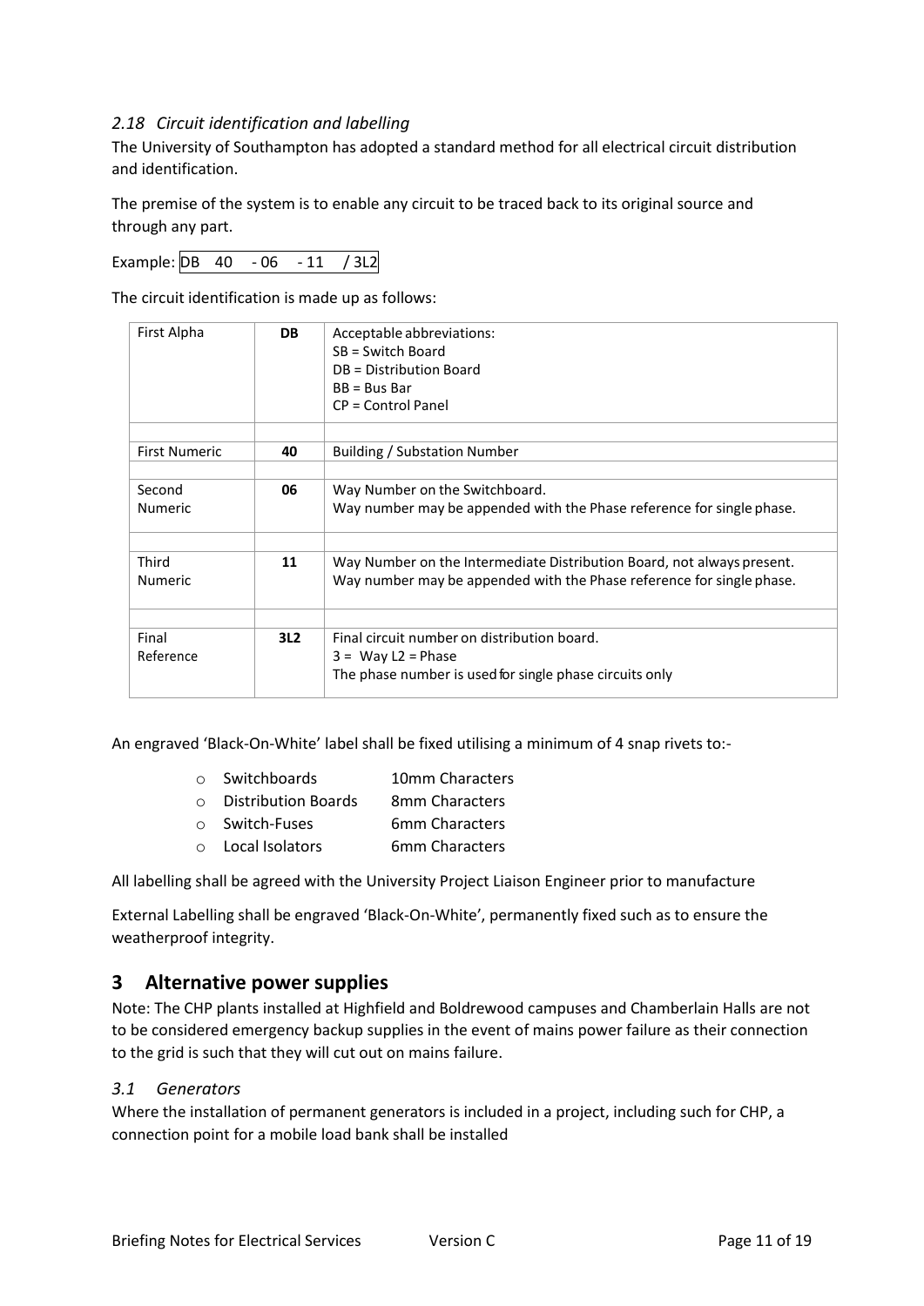### *2.18 Circuit identification and labelling*

The University of Southampton has adopted a standard method for all electrical circuit distribution and identification.

The premise of the system is to enable any circuit to be traced back to its original source and through any part.

Example: DB 40 - 06 - 11 / 3L2

The circuit identification is made up as follows:

| | | |
|---|---|---|
| First Alpha | **DB** | Acceptable abbreviations:<br>SB = Switch Board<br>DB = Distribution Board<br>BB = Bus Bar<br>CP = Control Panel |
| First Numeric | **40** | Building / Substation Number |
| Second Numeric | **06** | Way Number on the Switchboard.<br>Way number may be appended with the Phase reference for single phase. |
| Third Numeric | **11** | Way Number on the Intermediate Distribution Board, not always present.<br>Way number may be appended with the Phase reference for single phase. |
| Final Reference | **3L2** | Final circuit number on distribution board.<br>3 = Way L2 = Phase<br>The phase number is used for single phase circuits only |

An engraved 'Black-On-White' label shall be fixed utilising a minimum of 4 snap rivets to:-

- Switchboards 10mm Characters
- Distribution Boards 8mm Characters
- Switch-Fuses 6mm Characters
- Local Isolators 6mm Characters

All labelling shall be agreed with the University Project Liaison Engineer prior to manufacture

External Labelling shall be engraved 'Black-On-White', permanently fixed such as to ensure the weatherproof integrity.

## 3 Alternative power supplies

Note: The CHP plants installed at Highfield and Boldrewood campuses and Chamberlain Halls are not to be considered emergency backup supplies in the event of mains power failure as their connection to the grid is such that they will cut out on mains failure.

### *3.1 Generators*

Where the installation of permanent generators is included in a project, including such for CHP, a connection point for a mobile load bank shall be installed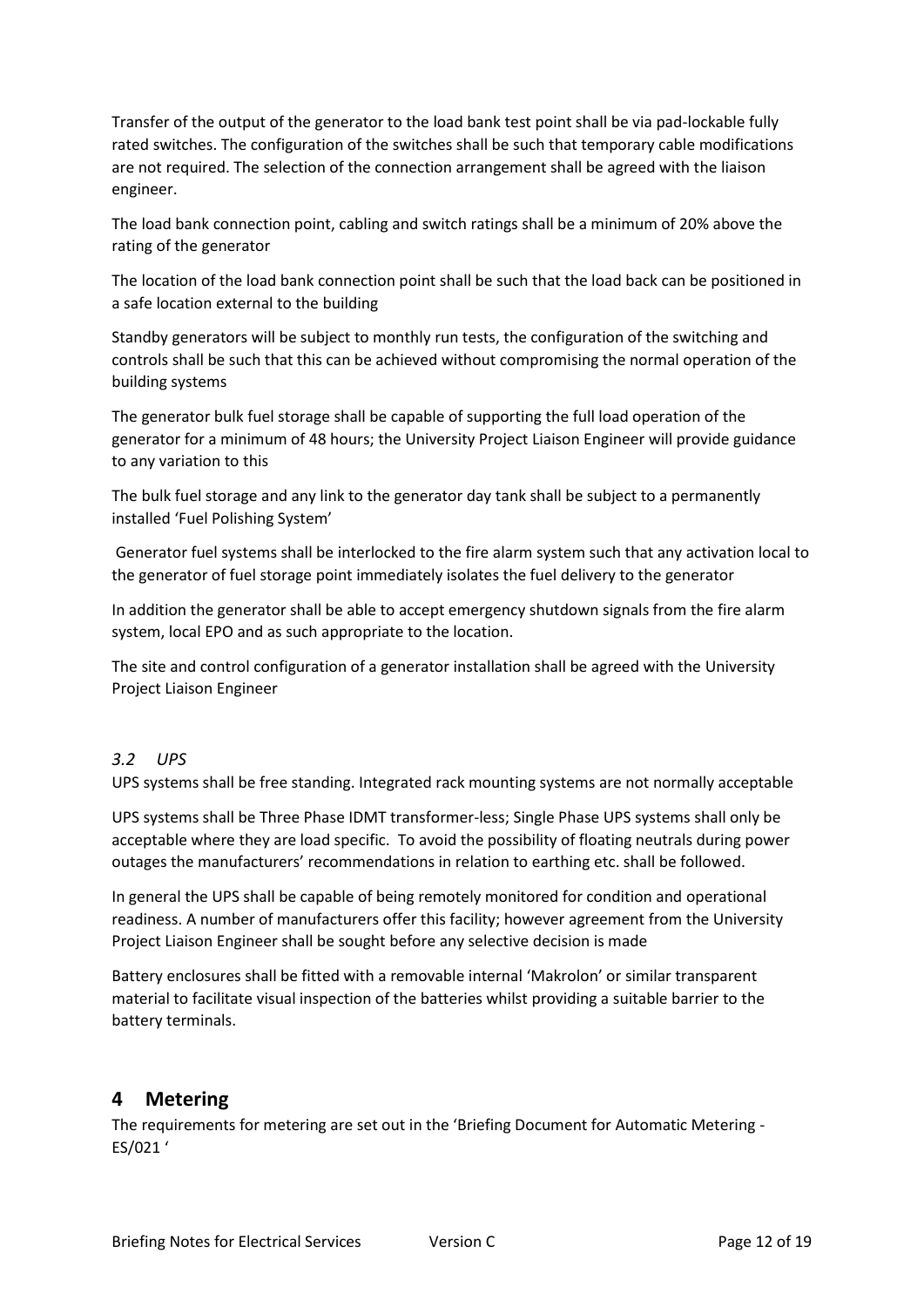Transfer of the output of the generator to the load bank test point shall be via pad-lockable fully rated switches. The configuration of the switches shall be such that temporary cable modifications are not required. The selection of the connection arrangement shall be agreed with the liaison engineer.

The load bank connection point, cabling and switch ratings shall be a minimum of 20% above the rating of the generator

The location of the load bank connection point shall be such that the load back can be positioned in a safe location external to the building

Standby generators will be subject to monthly run tests, the configuration of the switching and controls shall be such that this can be achieved without compromising the normal operation of the building systems

The generator bulk fuel storage shall be capable of supporting the full load operation of the generator for a minimum of 48 hours; the University Project Liaison Engineer will provide guidance to any variation to this

The bulk fuel storage and any link to the generator day tank shall be subject to a permanently installed 'Fuel Polishing System'

Generator fuel systems shall be interlocked to the fire alarm system such that any activation local to the generator of fuel storage point immediately isolates the fuel delivery to the generator

In addition the generator shall be able to accept emergency shutdown signals from the fire alarm system, local EPO and as such appropriate to the location.

The site and control configuration of a generator installation shall be agreed with the University Project Liaison Engineer

### *3.2 UPS*

UPS systems shall be free standing. Integrated rack mounting systems are not normally acceptable

UPS systems shall be Three Phase IDMT transformer-less; Single Phase UPS systems shall only be acceptable where they are load specific. To avoid the possibility of floating neutrals during power outages the manufacturers' recommendations in relation to earthing etc. shall be followed.

In general the UPS shall be capable of being remotely monitored for condition and operational readiness. A number of manufacturers offer this facility; however agreement from the University Project Liaison Engineer shall be sought before any selective decision is made

Battery enclosures shall be fitted with a removable internal 'Makrolon' or similar transparent material to facilitate visual inspection of the batteries whilst providing a suitable barrier to the battery terminals.

## 4 Metering

The requirements for metering are set out in the 'Briefing Document for Automatic Metering - ES/021 '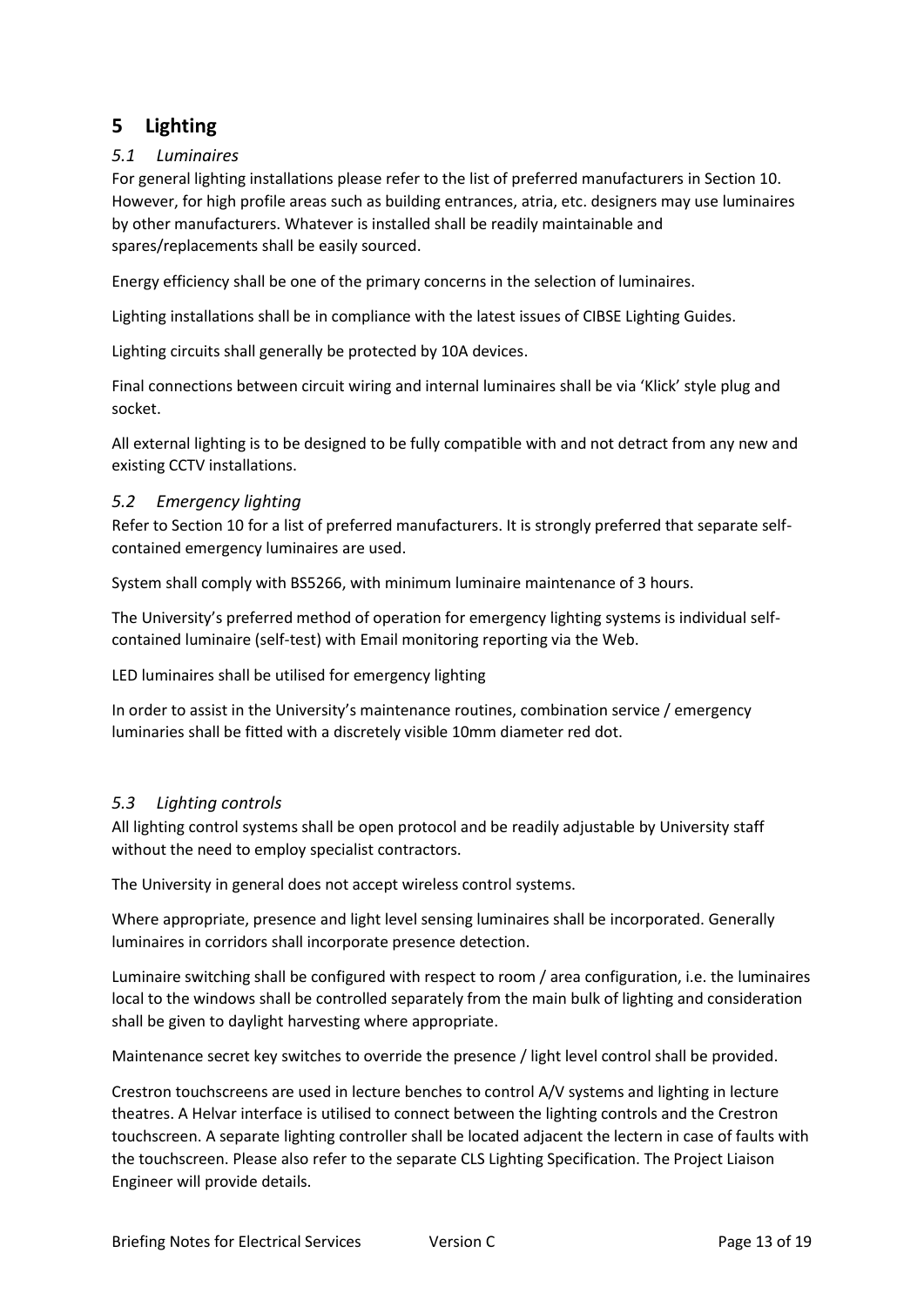# 5 Lighting

## *5.1 Luminaires*

For general lighting installations please refer to the list of preferred manufacturers in Section 10. However, for high profile areas such as building entrances, atria, etc. designers may use luminaires by other manufacturers. Whatever is installed shall be readily maintainable and spares/replacements shall be easily sourced.

Energy efficiency shall be one of the primary concerns in the selection of luminaires.

Lighting installations shall be in compliance with the latest issues of CIBSE Lighting Guides.

Lighting circuits shall generally be protected by 10A devices.

Final connections between circuit wiring and internal luminaires shall be via 'Klick' style plug and socket.

All external lighting is to be designed to be fully compatible with and not detract from any new and existing CCTV installations.

## *5.2 Emergency lighting*

Refer to Section 10 for a list of preferred manufacturers. It is strongly preferred that separate self-contained emergency luminaires are used.

System shall comply with BS5266, with minimum luminaire maintenance of 3 hours.

The University's preferred method of operation for emergency lighting systems is individual self-contained luminaire (self-test) with Email monitoring reporting via the Web.

LED luminaires shall be utilised for emergency lighting

In order to assist in the University's maintenance routines, combination service / emergency luminaries shall be fitted with a discretely visible 10mm diameter red dot.

## *5.3 Lighting controls*

All lighting control systems shall be open protocol and be readily adjustable by University staff without the need to employ specialist contractors.

The University in general does not accept wireless control systems.

Where appropriate, presence and light level sensing luminaires shall be incorporated. Generally luminaires in corridors shall incorporate presence detection.

Luminaire switching shall be configured with respect to room / area configuration, i.e. the luminaires local to the windows shall be controlled separately from the main bulk of lighting and consideration shall be given to daylight harvesting where appropriate.

Maintenance secret key switches to override the presence / light level control shall be provided.

Crestron touchscreens are used in lecture benches to control A/V systems and lighting in lecture theatres. A Helvar interface is utilised to connect between the lighting controls and the Crestron touchscreen. A separate lighting controller shall be located adjacent the lectern in case of faults with the touchscreen. Please also refer to the separate CLS Lighting Specification. The Project Liaison Engineer will provide details.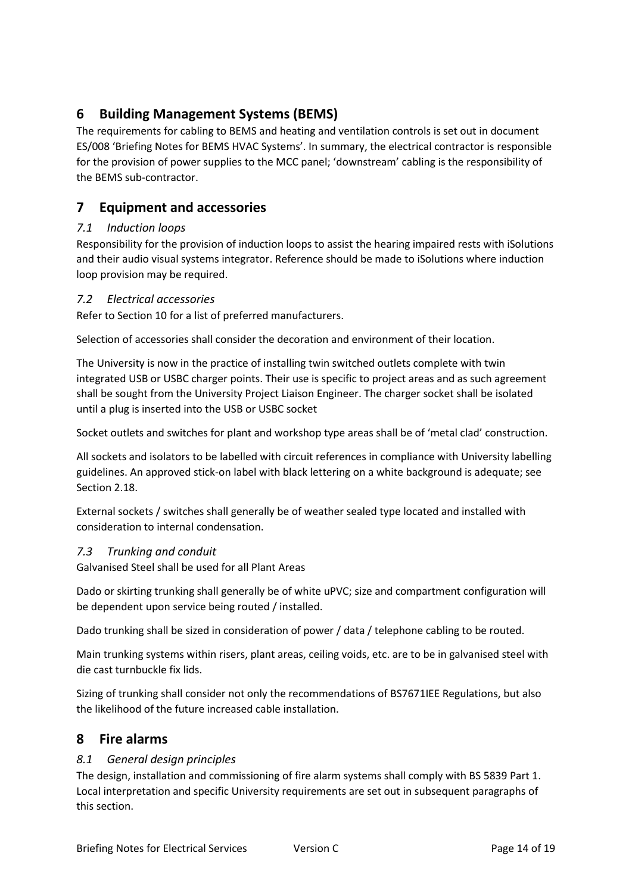## 6 Building Management Systems (BEMS)

The requirements for cabling to BEMS and heating and ventilation controls is set out in document ES/008 'Briefing Notes for BEMS HVAC Systems'. In summary, the electrical contractor is responsible for the provision of power supplies to the MCC panel; 'downstream' cabling is the responsibility of the BEMS sub-contractor.

## 7 Equipment and accessories

### *7.1 Induction loops*

Responsibility for the provision of induction loops to assist the hearing impaired rests with iSolutions and their audio visual systems integrator. Reference should be made to iSolutions where induction loop provision may be required.

### *7.2 Electrical accessories*

Refer to Section 10 for a list of preferred manufacturers.

Selection of accessories shall consider the decoration and environment of their location.

The University is now in the practice of installing twin switched outlets complete with twin integrated USB or USBC charger points. Their use is specific to project areas and as such agreement shall be sought from the University Project Liaison Engineer. The charger socket shall be isolated until a plug is inserted into the USB or USBC socket

Socket outlets and switches for plant and workshop type areas shall be of 'metal clad' construction.

All sockets and isolators to be labelled with circuit references in compliance with University labelling guidelines. An approved stick-on label with black lettering on a white background is adequate; see Section 2.18.

External sockets / switches shall generally be of weather sealed type located and installed with consideration to internal condensation.

### *7.3 Trunking and conduit*

Galvanised Steel shall be used for all Plant Areas

Dado or skirting trunking shall generally be of white uPVC; size and compartment configuration will be dependent upon service being routed / installed.

Dado trunking shall be sized in consideration of power / data / telephone cabling to be routed.

Main trunking systems within risers, plant areas, ceiling voids, etc. are to be in galvanised steel with die cast turnbuckle fix lids.

Sizing of trunking shall consider not only the recommendations of BS7671IEE Regulations, but also the likelihood of the future increased cable installation.

## 8 Fire alarms

### *8.1 General design principles*

The design, installation and commissioning of fire alarm systems shall comply with BS 5839 Part 1. Local interpretation and specific University requirements are set out in subsequent paragraphs of this section.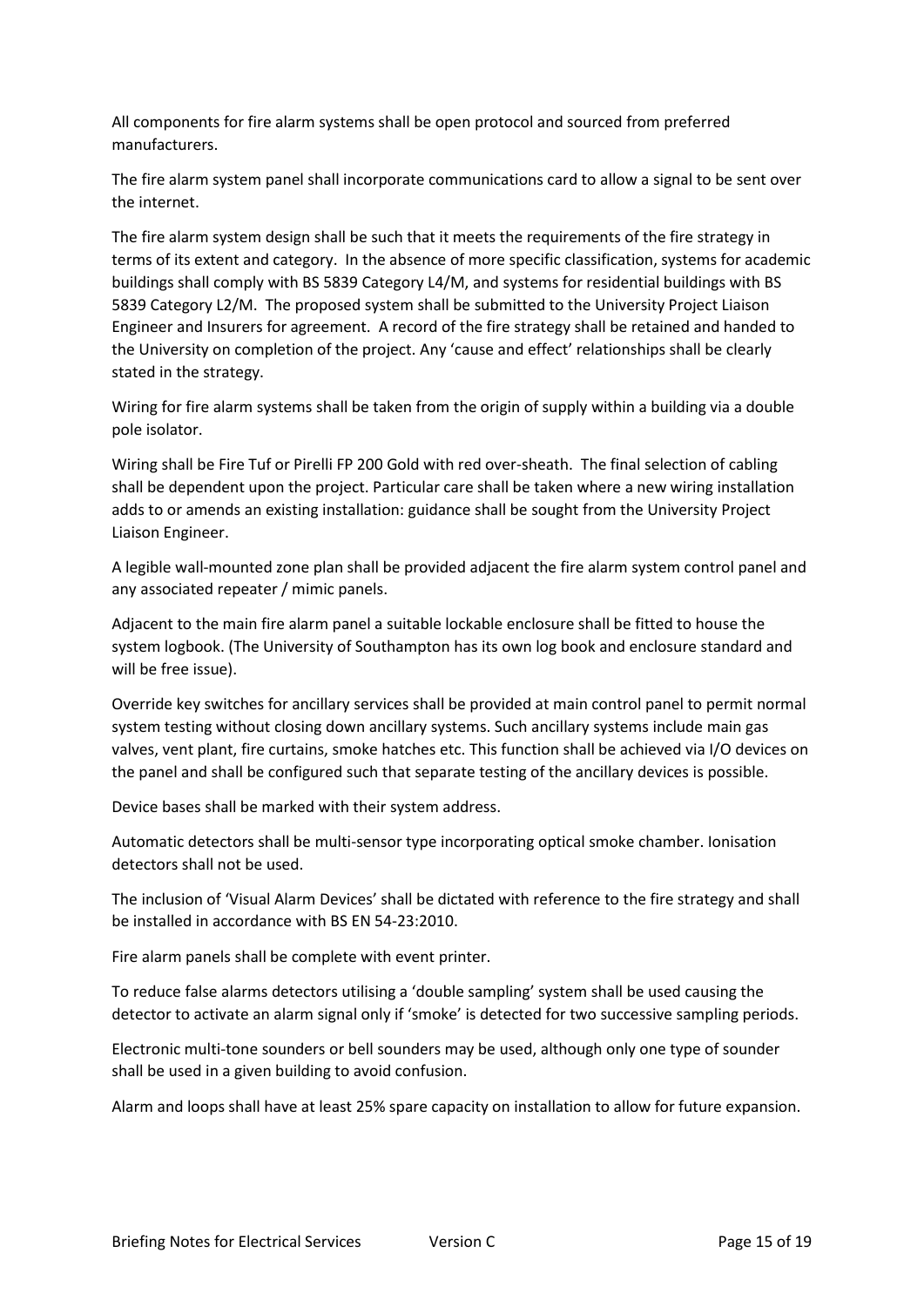All components for fire alarm systems shall be open protocol and sourced from preferred manufacturers.

The fire alarm system panel shall incorporate communications card to allow a signal to be sent over the internet.

The fire alarm system design shall be such that it meets the requirements of the fire strategy in terms of its extent and category. In the absence of more specific classification, systems for academic buildings shall comply with BS 5839 Category L4/M, and systems for residential buildings with BS 5839 Category L2/M. The proposed system shall be submitted to the University Project Liaison Engineer and Insurers for agreement. A record of the fire strategy shall be retained and handed to the University on completion of the project. Any 'cause and effect' relationships shall be clearly stated in the strategy.

Wiring for fire alarm systems shall be taken from the origin of supply within a building via a double pole isolator.

Wiring shall be Fire Tuf or Pirelli FP 200 Gold with red over-sheath. The final selection of cabling shall be dependent upon the project. Particular care shall be taken where a new wiring installation adds to or amends an existing installation: guidance shall be sought from the University Project Liaison Engineer.

A legible wall-mounted zone plan shall be provided adjacent the fire alarm system control panel and any associated repeater / mimic panels.

Adjacent to the main fire alarm panel a suitable lockable enclosure shall be fitted to house the system logbook. (The University of Southampton has its own log book and enclosure standard and will be free issue).

Override key switches for ancillary services shall be provided at main control panel to permit normal system testing without closing down ancillary systems. Such ancillary systems include main gas valves, vent plant, fire curtains, smoke hatches etc. This function shall be achieved via I/O devices on the panel and shall be configured such that separate testing of the ancillary devices is possible.

Device bases shall be marked with their system address.

Automatic detectors shall be multi-sensor type incorporating optical smoke chamber. Ionisation detectors shall not be used.

The inclusion of 'Visual Alarm Devices' shall be dictated with reference to the fire strategy and shall be installed in accordance with BS EN 54-23:2010.

Fire alarm panels shall be complete with event printer.

To reduce false alarms detectors utilising a 'double sampling' system shall be used causing the detector to activate an alarm signal only if 'smoke' is detected for two successive sampling periods.

Electronic multi-tone sounders or bell sounders may be used, although only one type of sounder shall be used in a given building to avoid confusion.

Alarm and loops shall have at least 25% spare capacity on installation to allow for future expansion.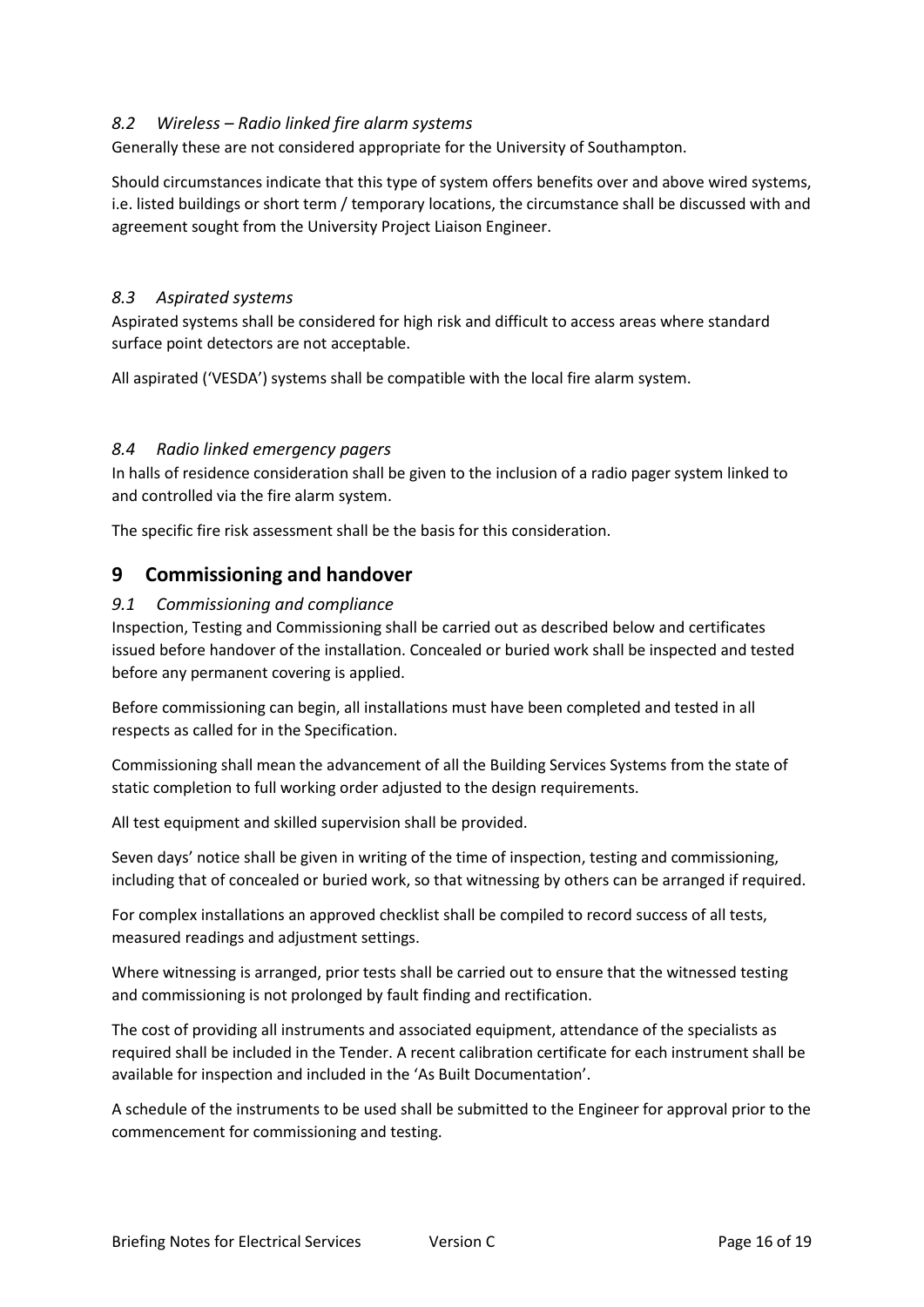### *8.2 Wireless – Radio linked fire alarm systems*

Generally these are not considered appropriate for the University of Southampton.

Should circumstances indicate that this type of system offers benefits over and above wired systems, i.e. listed buildings or short term / temporary locations, the circumstance shall be discussed with and agreement sought from the University Project Liaison Engineer.

### *8.3 Aspirated systems*

Aspirated systems shall be considered for high risk and difficult to access areas where standard surface point detectors are not acceptable.

All aspirated ('VESDA') systems shall be compatible with the local fire alarm system.

### *8.4 Radio linked emergency pagers*

In halls of residence consideration shall be given to the inclusion of a radio pager system linked to and controlled via the fire alarm system.

The specific fire risk assessment shall be the basis for this consideration.

## 9 Commissioning and handover

### *9.1 Commissioning and compliance*

Inspection, Testing and Commissioning shall be carried out as described below and certificates issued before handover of the installation. Concealed or buried work shall be inspected and tested before any permanent covering is applied.

Before commissioning can begin, all installations must have been completed and tested in all respects as called for in the Specification.

Commissioning shall mean the advancement of all the Building Services Systems from the state of static completion to full working order adjusted to the design requirements.

All test equipment and skilled supervision shall be provided.

Seven days' notice shall be given in writing of the time of inspection, testing and commissioning, including that of concealed or buried work, so that witnessing by others can be arranged if required.

For complex installations an approved checklist shall be compiled to record success of all tests, measured readings and adjustment settings.

Where witnessing is arranged, prior tests shall be carried out to ensure that the witnessed testing and commissioning is not prolonged by fault finding and rectification.

The cost of providing all instruments and associated equipment, attendance of the specialists as required shall be included in the Tender. A recent calibration certificate for each instrument shall be available for inspection and included in the 'As Built Documentation'.

A schedule of the instruments to be used shall be submitted to the Engineer for approval prior to the commencement for commissioning and testing.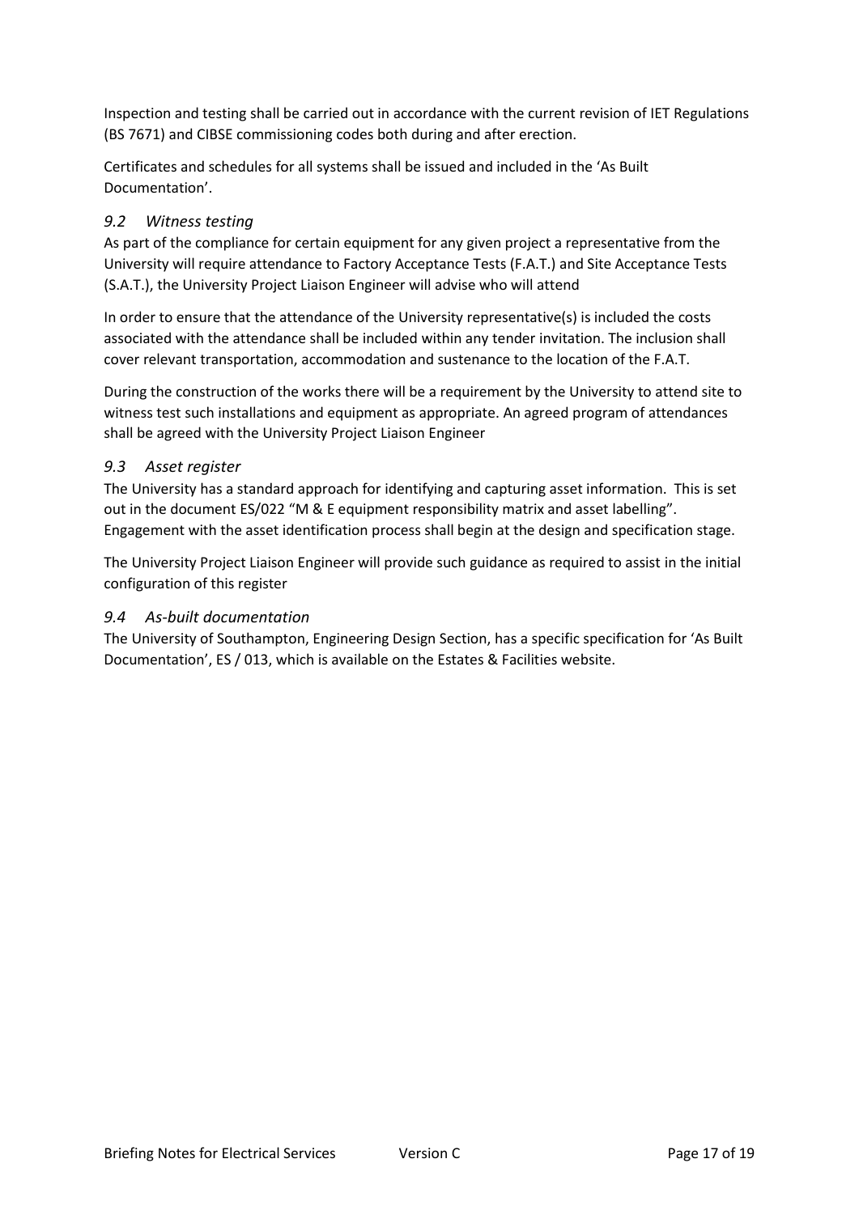Inspection and testing shall be carried out in accordance with the current revision of IET Regulations (BS 7671) and CIBSE commissioning codes both during and after erection.

Certificates and schedules for all systems shall be issued and included in the 'As Built Documentation'.

### *9.2 Witness testing*

As part of the compliance for certain equipment for any given project a representative from the University will require attendance to Factory Acceptance Tests (F.A.T.) and Site Acceptance Tests (S.A.T.), the University Project Liaison Engineer will advise who will attend

In order to ensure that the attendance of the University representative(s) is included the costs associated with the attendance shall be included within any tender invitation. The inclusion shall cover relevant transportation, accommodation and sustenance to the location of the F.A.T.

During the construction of the works there will be a requirement by the University to attend site to witness test such installations and equipment as appropriate. An agreed program of attendances shall be agreed with the University Project Liaison Engineer

### *9.3 Asset register*

The University has a standard approach for identifying and capturing asset information. This is set out in the document ES/022 "M & E equipment responsibility matrix and asset labelling". Engagement with the asset identification process shall begin at the design and specification stage.

The University Project Liaison Engineer will provide such guidance as required to assist in the initial configuration of this register

### *9.4 As-built documentation*

The University of Southampton, Engineering Design Section, has a specific specification for 'As Built Documentation', ES / 013, which is available on the Estates & Facilities website.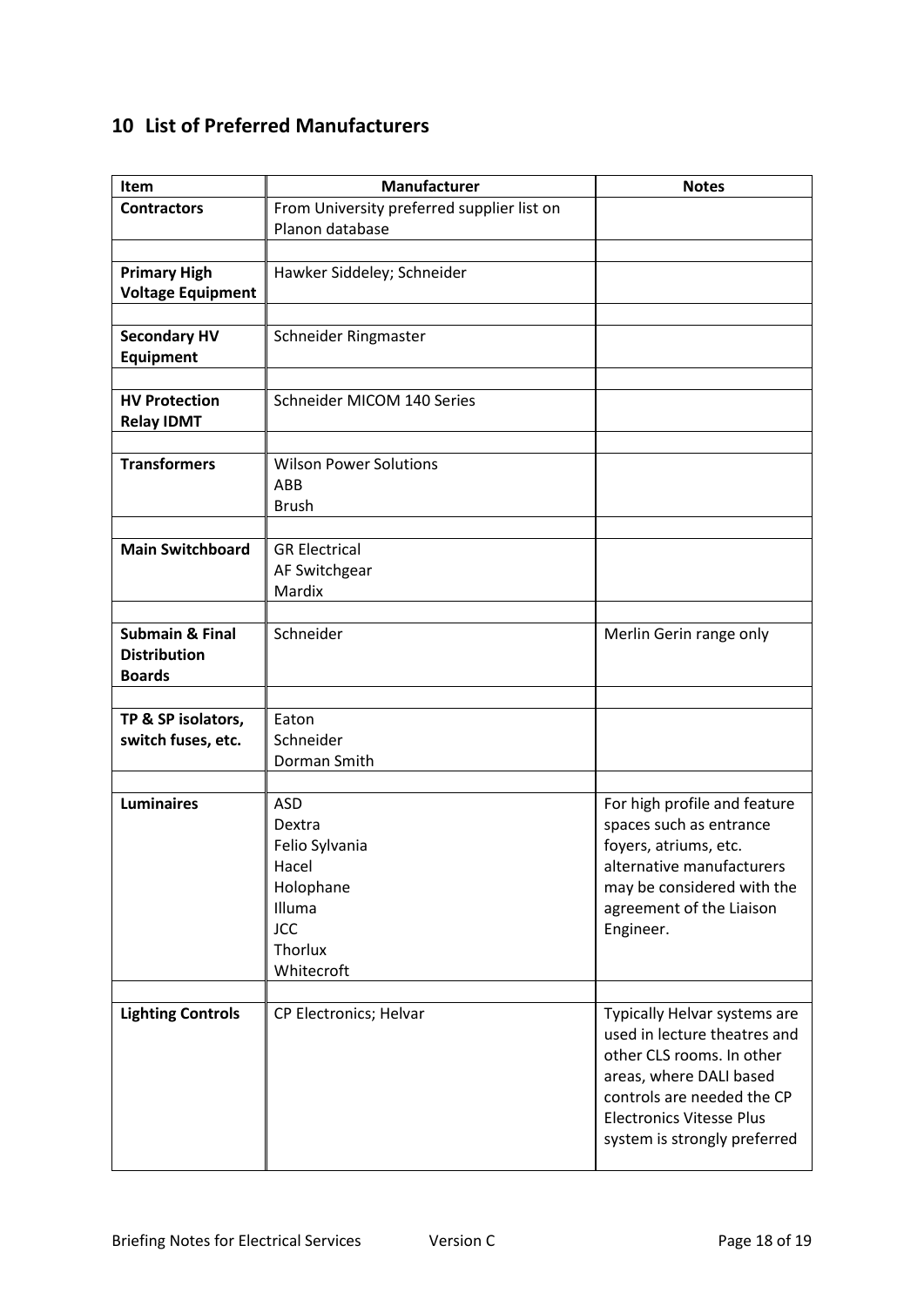## 10 List of Preferred Manufacturers

| Item | Manufacturer | Notes |
|---|---|---|
| **Contractors** | From University preferred supplier list on Planon database | |
| | | |
| **Primary High Voltage Equipment** | Hawker Siddeley; Schneider | |
| | | |
| **Secondary HV Equipment** | Schneider Ringmaster | |
| | | |
| **HV Protection Relay IDMT** | Schneider MICOM 140 Series | |
| | | |
| **Transformers** | Wilson Power Solutions<br>ABB<br>Brush | |
| | | |
| **Main Switchboard** | GR Electrical<br>AF Switchgear<br>Mardix | |
| | | |
| **Submain & Final Distribution Boards** | Schneider | Merlin Gerin range only |
| | | |
| **TP & SP isolators, switch fuses, etc.** | Eaton<br>Schneider<br>Dorman Smith | |
| | | |
| **Luminaires** | ASD<br>Dextra<br>Felio Sylvania<br>Hacel<br>Holophane<br>Illuma<br>JCC<br>Thorlux<br>Whitecroft | For high profile and feature spaces such as entrance foyers, atriums, etc. alternative manufacturers may be considered with the agreement of the Liaison Engineer. |
| | | |
| **Lighting Controls** | CP Electronics; Helvar | Typically Helvar systems are used in lecture theatres and other CLS rooms. In other areas, where DALI based controls are needed the CP Electronics Vitesse Plus system is strongly preferred |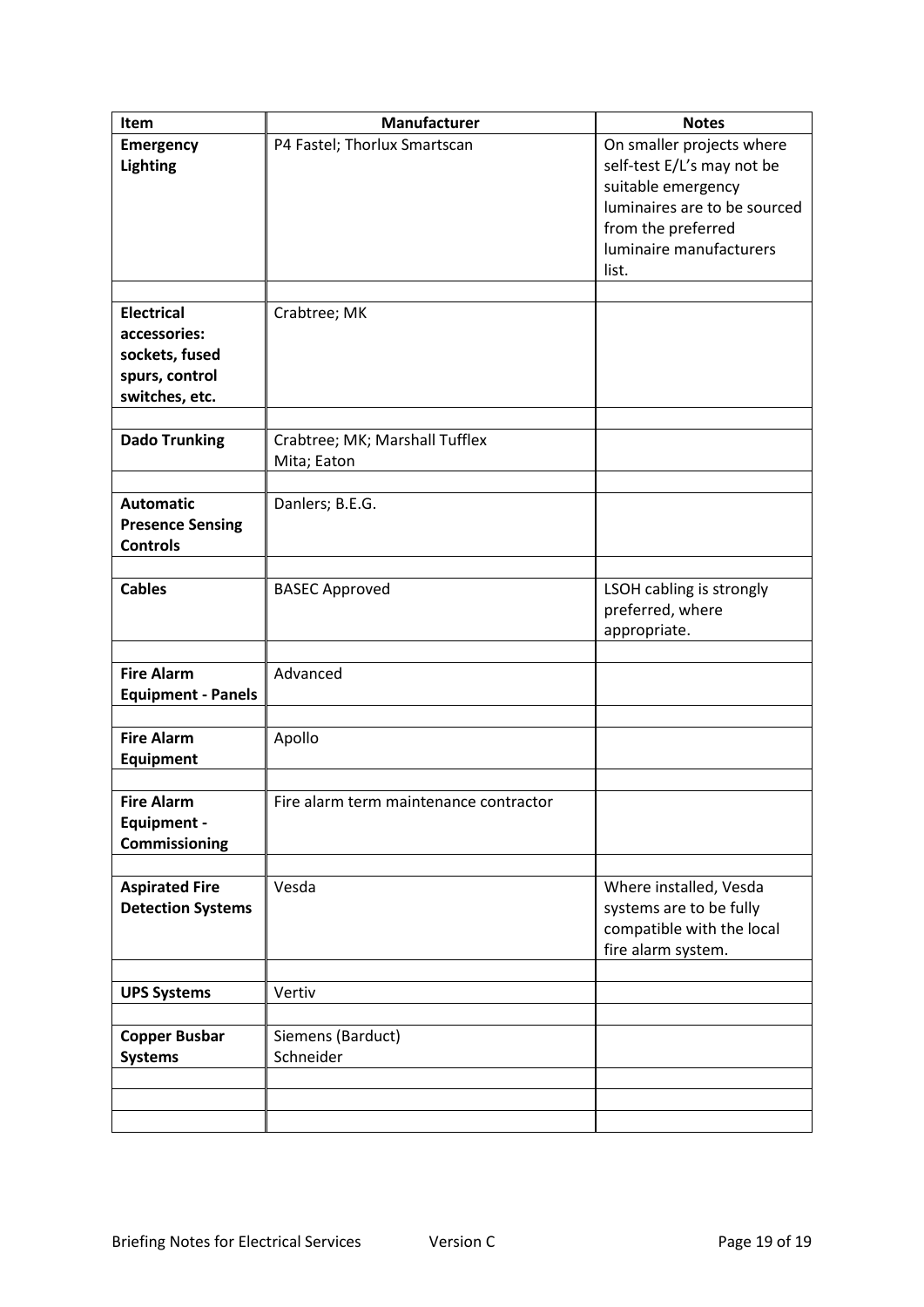| Item | Manufacturer | Notes |
|---|---|---|
| **Emergency Lighting** | P4 Fastel; Thorlux Smartscan | On smaller projects where self-test E/L's may not be suitable emergency luminaires are to be sourced from the preferred luminaire manufacturers list. |
| | | |
| **Electrical accessories: sockets, fused spurs, control switches, etc.** | Crabtree; MK | |
| | | |
| **Dado Trunking** | Crabtree; MK; Marshall Tufflex Mita; Eaton | |
| | | |
| **Automatic Presence Sensing Controls** | Danlers; B.E.G. | |
| | | |
| **Cables** | BASEC Approved | LSOH cabling is strongly preferred, where appropriate. |
| | | |
| **Fire Alarm Equipment - Panels** | Advanced | |
| | | |
| **Fire Alarm Equipment** | Apollo | |
| | | |
| **Fire Alarm Equipment - Commissioning** | Fire alarm term maintenance contractor | |
| | | |
| **Aspirated Fire Detection Systems** | Vesda | Where installed, Vesda systems are to be fully compatible with the local fire alarm system. |
| | | |
| **UPS Systems** | Vertiv | |
| | | |
| **Copper Busbar Systems** | Siemens (Barduct) Schneider | |
| | | |
| | | |
| | | |